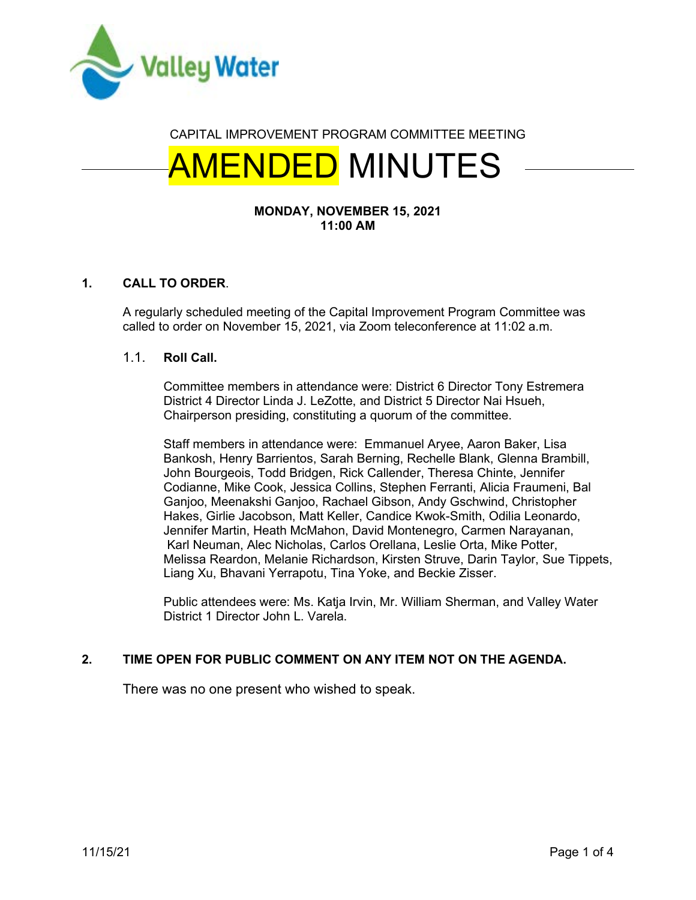CAPITAL IMPROVEMENT PROGRAM COMMITTEE MEETING

# AMENDED MINUTES

**MONDAY, NOVEMBER 15, 2021**
**11:00 AM**

## 1. CALL TO ORDER.

A regularly scheduled meeting of the Capital Improvement Program Committee was called to order on November 15, 2021, via Zoom teleconference at 11:02 a.m.

### 1.1. Roll Call.

Committee members in attendance were: District 6 Director Tony Estremera District 4 Director Linda J. LeZotte, and District 5 Director Nai Hsueh, Chairperson presiding, constituting a quorum of the committee.

Staff members in attendance were: Emmanuel Aryee, Aaron Baker, Lisa Bankosh, Henry Barrientos, Sarah Berning, Rechelle Blank, Glenna Brambill, John Bourgeois, Todd Bridgen, Rick Callender, Theresa Chinte, Jennifer Codianne, Mike Cook, Jessica Collins, Stephen Ferranti, Alicia Fraumeni, Bal Ganjoo, Meenakshi Ganjoo, Rachael Gibson, Andy Gschwind, Christopher Hakes, Girlie Jacobson, Matt Keller, Candice Kwok-Smith, Odilia Leonardo, Jennifer Martin, Heath McMahon, David Montenegro, Carmen Narayanan, Karl Neuman, Alec Nicholas, Carlos Orellana, Leslie Orta, Mike Potter, Melissa Reardon, Melanie Richardson, Kirsten Struve, Darin Taylor, Sue Tippets, Liang Xu, Bhavani Yerrapotu, Tina Yoke, and Beckie Zisser.

Public attendees were: Ms. Katja Irvin, Mr. William Sherman, and Valley Water District 1 Director John L. Varela.

## 2. TIME OPEN FOR PUBLIC COMMENT ON ANY ITEM NOT ON THE AGENDA.

There was no one present who wished to speak.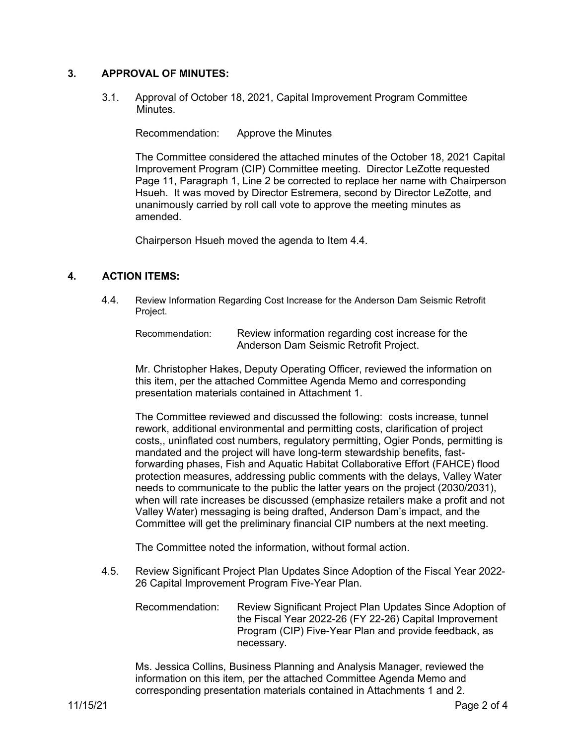## 3. APPROVAL OF MINUTES:

3.1. Approval of October 18, 2021, Capital Improvement Program Committee Minutes.

Recommendation: Approve the Minutes

The Committee considered the attached minutes of the October 18, 2021 Capital Improvement Program (CIP) Committee meeting. Director LeZotte requested Page 11, Paragraph 1, Line 2 be corrected to replace her name with Chairperson Hsueh. It was moved by Director Estremera, second by Director LeZotte, and unanimously carried by roll call vote to approve the meeting minutes as amended.

Chairperson Hsueh moved the agenda to Item 4.4.

## 4. ACTION ITEMS:

4.4. Review Information Regarding Cost Increase for the Anderson Dam Seismic Retrofit Project.

Recommendation: Review information regarding cost increase for the Anderson Dam Seismic Retrofit Project.

Mr. Christopher Hakes, Deputy Operating Officer, reviewed the information on this item, per the attached Committee Agenda Memo and corresponding presentation materials contained in Attachment 1.

The Committee reviewed and discussed the following: costs increase, tunnel rework, additional environmental and permitting costs, clarification of project costs,, uninflated cost numbers, regulatory permitting, Ogier Ponds, permitting is mandated and the project will have long-term stewardship benefits, fast-forwarding phases, Fish and Aquatic Habitat Collaborative Effort (FAHCE) flood protection measures, addressing public comments with the delays, Valley Water needs to communicate to the public the latter years on the project (2030/2031), when will rate increases be discussed (emphasize retailers make a profit and not Valley Water) messaging is being drafted, Anderson Dam's impact, and the Committee will get the preliminary financial CIP numbers at the next meeting.

The Committee noted the information, without formal action.

4.5. Review Significant Project Plan Updates Since Adoption of the Fiscal Year 2022-26 Capital Improvement Program Five-Year Plan.

Recommendation: Review Significant Project Plan Updates Since Adoption of the Fiscal Year 2022-26 (FY 22-26) Capital Improvement Program (CIP) Five-Year Plan and provide feedback, as necessary.

Ms. Jessica Collins, Business Planning and Analysis Manager, reviewed the information on this item, per the attached Committee Agenda Memo and corresponding presentation materials contained in Attachments 1 and 2.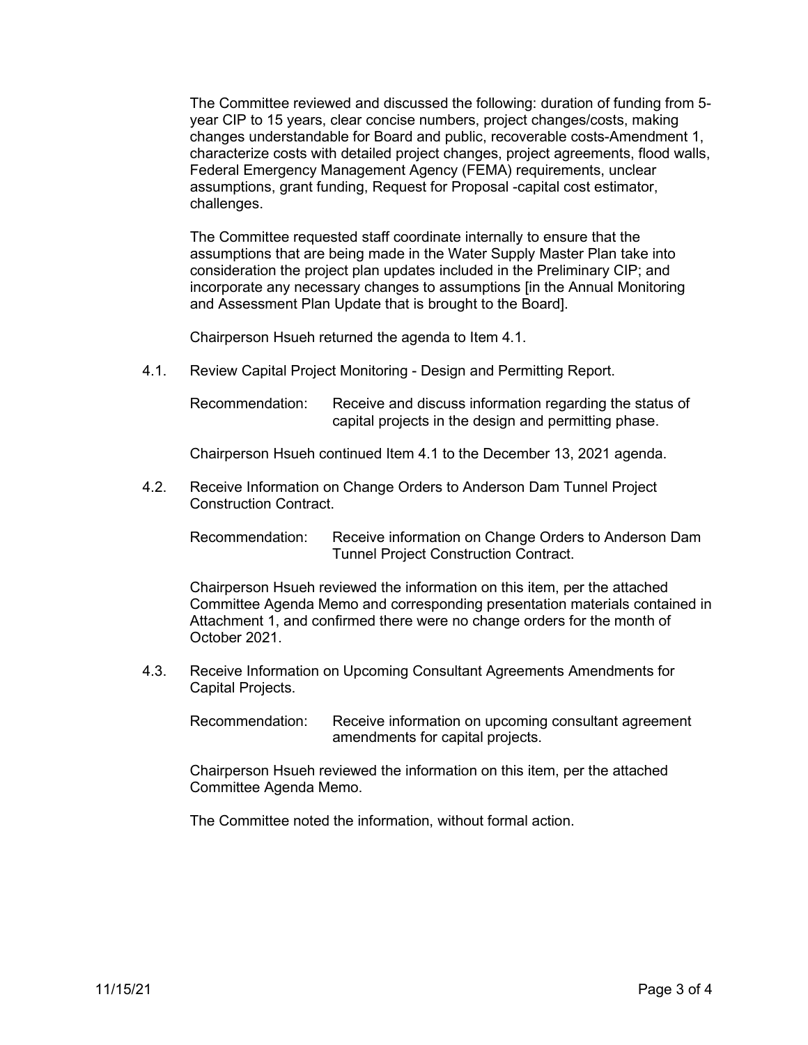The Committee reviewed and discussed the following: duration of funding from 5-year CIP to 15 years, clear concise numbers, project changes/costs, making changes understandable for Board and public, recoverable costs-Amendment 1, characterize costs with detailed project changes, project agreements, flood walls, Federal Emergency Management Agency (FEMA) requirements, unclear assumptions, grant funding, Request for Proposal -capital cost estimator, challenges.

The Committee requested staff coordinate internally to ensure that the assumptions that are being made in the Water Supply Master Plan take into consideration the project plan updates included in the Preliminary CIP; and incorporate any necessary changes to assumptions [in the Annual Monitoring and Assessment Plan Update that is brought to the Board].

Chairperson Hsueh returned the agenda to Item 4.1.

4.1. Review Capital Project Monitoring - Design and Permitting Report.

Recommendation: Receive and discuss information regarding the status of capital projects in the design and permitting phase.

Chairperson Hsueh continued Item 4.1 to the December 13, 2021 agenda.

4.2. Receive Information on Change Orders to Anderson Dam Tunnel Project Construction Contract.

Recommendation: Receive information on Change Orders to Anderson Dam Tunnel Project Construction Contract.

Chairperson Hsueh reviewed the information on this item, per the attached Committee Agenda Memo and corresponding presentation materials contained in Attachment 1, and confirmed there were no change orders for the month of October 2021.

4.3. Receive Information on Upcoming Consultant Agreements Amendments for Capital Projects.

Recommendation: Receive information on upcoming consultant agreement amendments for capital projects.

Chairperson Hsueh reviewed the information on this item, per the attached Committee Agenda Memo.

The Committee noted the information, without formal action.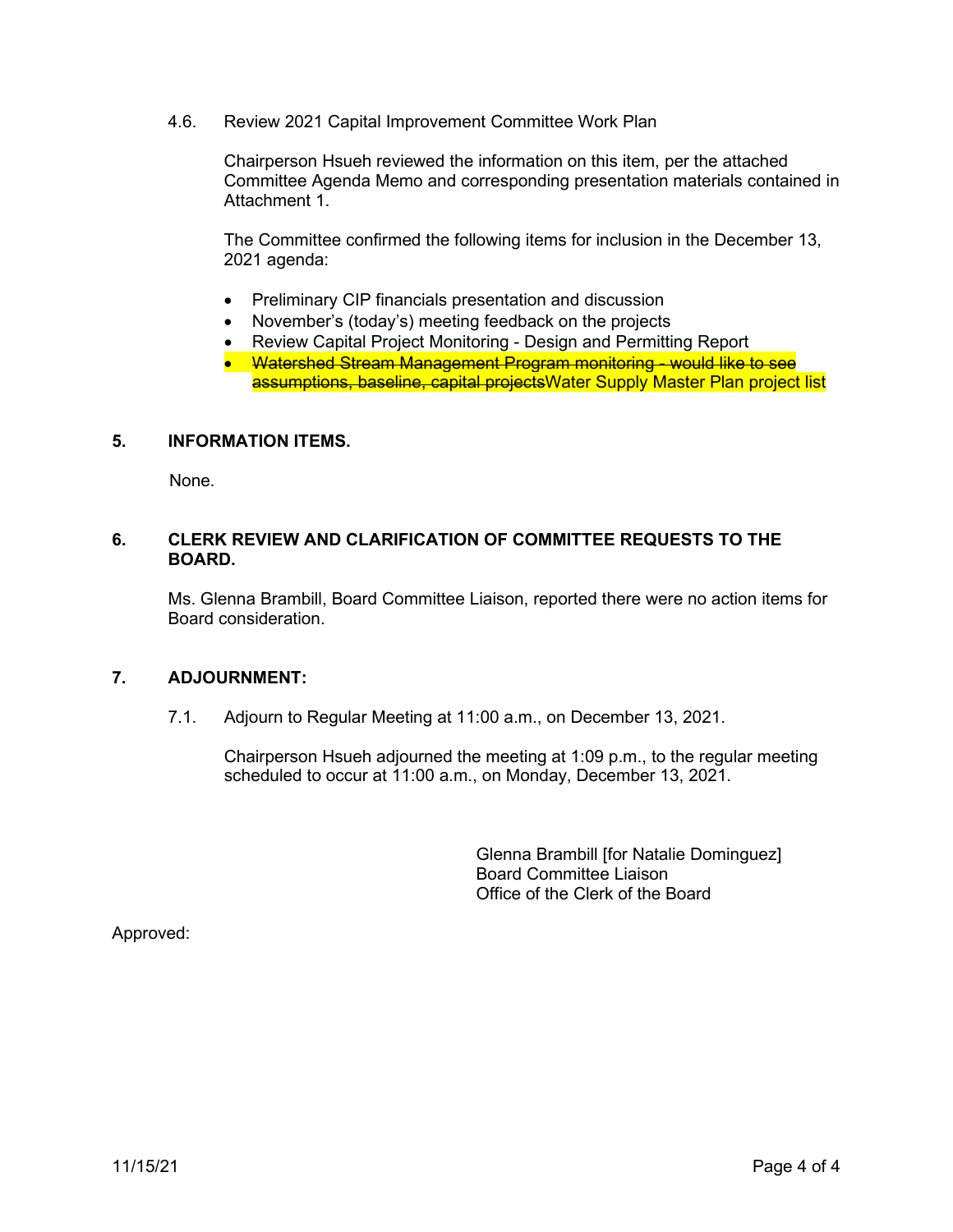4.6. Review 2021 Capital Improvement Committee Work Plan

Chairperson Hsueh reviewed the information on this item, per the attached Committee Agenda Memo and corresponding presentation materials contained in Attachment 1.

The Committee confirmed the following items for inclusion in the December 13, 2021 agenda:

- Preliminary CIP financials presentation and discussion
- November's (today's) meeting feedback on the projects
- Review Capital Project Monitoring - Design and Permitting Report
- ~~Watershed Stream Management Program monitoring - would like to see assumptions, baseline, capital projects~~Water Supply Master Plan project list

## 5. INFORMATION ITEMS.

None.

## 6. CLERK REVIEW AND CLARIFICATION OF COMMITTEE REQUESTS TO THE BOARD.

Ms. Glenna Brambill, Board Committee Liaison, reported there were no action items for Board consideration.

## 7. ADJOURNMENT:

7.1. Adjourn to Regular Meeting at 11:00 a.m., on December 13, 2021.

Chairperson Hsueh adjourned the meeting at 1:09 p.m., to the regular meeting scheduled to occur at 11:00 a.m., on Monday, December 13, 2021.

Glenna Brambill [for Natalie Dominguez]
Board Committee Liaison
Office of the Clerk of the Board

Approved:

11/15/21